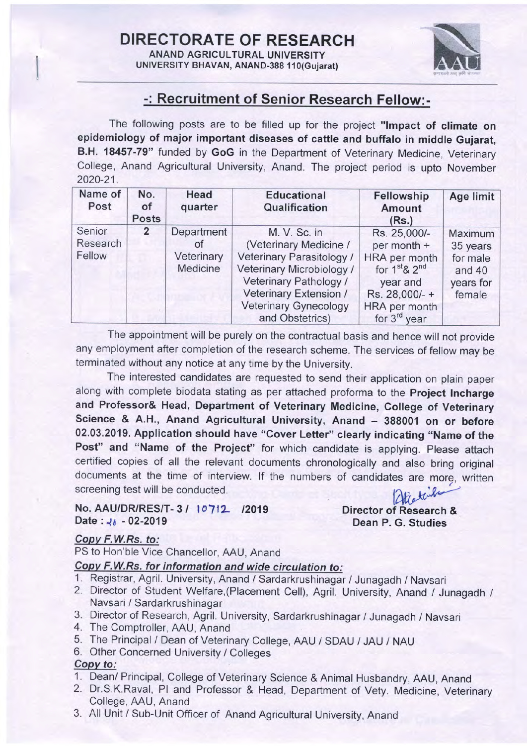# DIRECTORATE OF RESEARCH

**ANAND AGRICULTURAL UNIVERSITY**
**UNIVERSITY BHAVAN, ANAND-388 110(Gujarat)**

## -: Recruitment of Senior Research Fellow:-

The following posts are to be filled up for the project **"Impact of climate on epidemiology of major important diseases of cattle and buffalo in middle Gujarat, B.H. 18457-79"** funded by **GoG** in the Department of Veterinary Medicine, Veterinary College, Anand Agricultural University, Anand. The project period is upto November 2020-21.

| Name of Post | No. of Posts | Head quarter | Educational Qualification | Fellowship Amount (Rs.) | Age limit |
|---|---|---|---|---|---|
| Senior Research Fellow | 2 | Department of Veterinary Medicine | M. V. Sc. in (Veterinary Medicine / Veterinary Parasitology / Veterinary Microbiology / Veterinary Pathology / Veterinary Extension / Veterinary Gynecology and Obstetrics) | Rs. 25,000/- per month + HRA per month for 1st & 2nd year and Rs. 28,000/- + HRA per month for 3rd year | Maximum 35 years for male and 40 years for female |

The appointment will be purely on the contractual basis and hence will not provide any employment after completion of the research scheme. The services of fellow may be terminated without any notice at any time by the University.

The interested candidates are requested to send their application on plain paper along with complete biodata stating as per attached proforma to the **Project Incharge and Professor& Head, Department of Veterinary Medicine, College of Veterinary Science & A.H., Anand Agricultural University, Anand – 388001 on or before 02.03.2019. Application should have "Cover Letter" clearly indicating "Name of the Post" and "Name of the Project"** for which candidate is applying. Please attach certified copies of all the relevant documents chronologically and also bring original documents at the time of interview. If the numbers of candidates are more, written screening test will be conducted.

**No. AAU/DR/RES/T- 3 / 10712 /2019**
**Date : 21 - 02-2019**

**Director of Research &**
**Dean P. G. Studies**

***Copy F.W.Rs. to:***

PS to Hon'ble Vice Chancellor, AAU, Anand

***Copy F.W.Rs. for information and wide circulation to:***

1. Registrar, Agril. University, Anand / Sardarkrushinagar / Junagadh / Navsari
2. Director of Student Welfare,(Placement Cell), Agril. University, Anand / Junagadh / Navsari / Sardarkrushinagar
3. Director of Research, Agril. University, Sardarkrushinagar / Junagadh / Navsari
4. The Comptroller, AAU, Anand
5. The Principal / Dean of Veterinary College, AAU / SDAU / JAU / NAU
6. Other Concerned University / Colleges

***Copy to:***

1. Dean/ Principal, College of Veterinary Science & Animal Husbandry, AAU, Anand
2. Dr.S.K.Raval, PI and Professor & Head, Department of Vety. Medicine, Veterinary College, AAU, Anand
3. All Unit / Sub-Unit Officer of Anand Agricultural University, Anand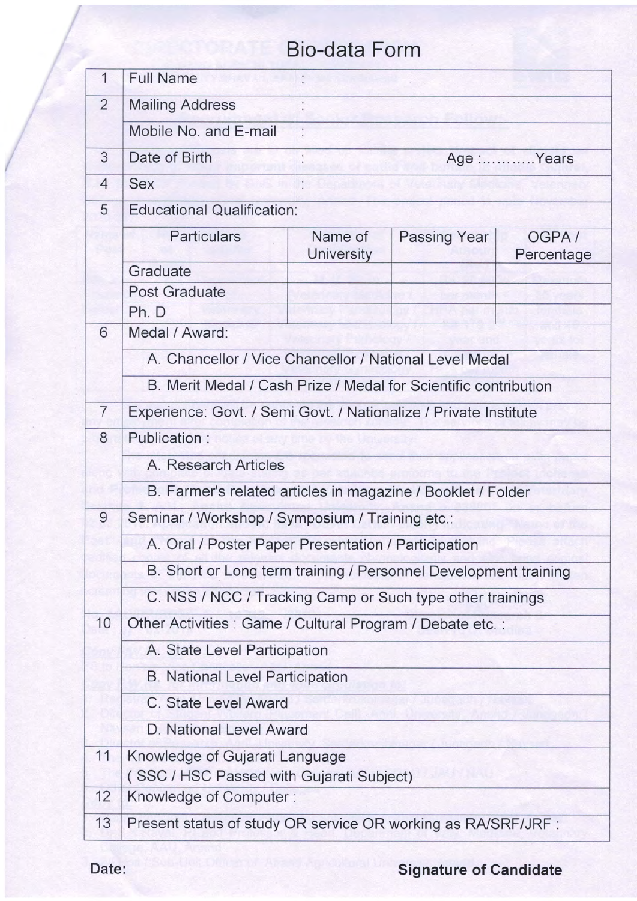# Bio-data Form

| | | |
|---|---|---|
| 1 | Full Name | : |
| 2 | Mailing Address | : |
| | Mobile No. and E-mail | : |
| 3 | Date of Birth | : Age :……….Years |
| 4 | Sex | : |
| 5 | Educational Qualification: | |

| Particulars | Name of University | Passing Year | OGPA / Percentage |
|---|---|---|---|
| Graduate | | | |
| Post Graduate | | | |
| Ph. D | | | |

| | |
|---|---|
| 6 | Medal / Award: |
| | A. Chancellor / Vice Chancellor / National Level Medal |
| | B. Merit Medal / Cash Prize / Medal for Scientific contribution |
| 7 | Experience: Govt. / Semi Govt. / Nationalize / Private Institute |
| 8 | Publication : |
| | A. Research Articles |
| | B. Farmer's related articles in magazine / Booklet / Folder |
| 9 | Seminar / Workshop / Symposium / Training etc.: |
| | A. Oral / Poster Paper Presentation / Participation |
| | B. Short or Long term training / Personnel Development training |
| | C. NSS / NCC / Tracking Camp or Such type other trainings |
| 10 | Other Activities : Game / Cultural Program / Debate etc. : |
| | A. State Level Participation |
| | B. National Level Participation |
| | C. State Level Award |
| | D. National Level Award |
| 11 | Knowledge of Gujarati Language ( SSC / HSC Passed with Gujarati Subject) |
| 12 | Knowledge of Computer : |
| 13 | Present status of study OR service OR working as RA/SRF/JRF : |

Date:

**Signature of Candidate**